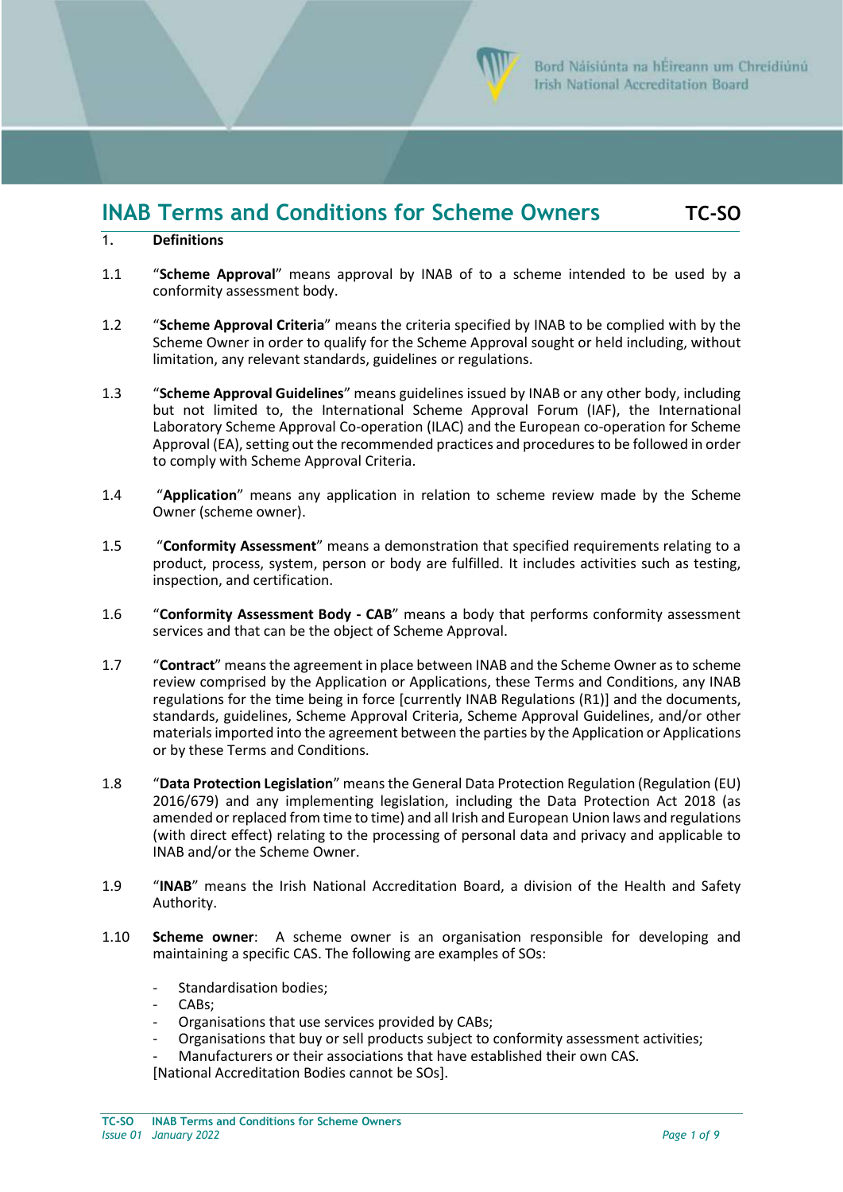# INAB Terms and Conditions for Scheme Owners

**TC-SO**

**1. Definitions**

1.1 "**Scheme Approval**" means approval by INAB of to a scheme intended to be used by a conformity assessment body.

1.2 "**Scheme Approval Criteria**" means the criteria specified by INAB to be complied with by the Scheme Owner in order to qualify for the Scheme Approval sought or held including, without limitation, any relevant standards, guidelines or regulations.

1.3 "**Scheme Approval Guidelines**" means guidelines issued by INAB or any other body, including but not limited to, the International Scheme Approval Forum (IAF), the International Laboratory Scheme Approval Co-operation (ILAC) and the European co-operation for Scheme Approval (EA), setting out the recommended practices and procedures to be followed in order to comply with Scheme Approval Criteria.

1.4 "**Application**" means any application in relation to scheme review made by the Scheme Owner (scheme owner).

1.5 "**Conformity Assessment**" means a demonstration that specified requirements relating to a product, process, system, person or body are fulfilled. It includes activities such as testing, inspection, and certification.

1.6 "**Conformity Assessment Body - CAB**" means a body that performs conformity assessment services and that can be the object of Scheme Approval.

1.7 "**Contract**" means the agreement in place between INAB and the Scheme Owner as to scheme review comprised by the Application or Applications, these Terms and Conditions, any INAB regulations for the time being in force [currently INAB Regulations (R1)] and the documents, standards, guidelines, Scheme Approval Criteria, Scheme Approval Guidelines, and/or other materials imported into the agreement between the parties by the Application or Applications or by these Terms and Conditions.

1.8 "**Data Protection Legislation**" means the General Data Protection Regulation (Regulation (EU) 2016/679) and any implementing legislation, including the Data Protection Act 2018 (as amended or replaced from time to time) and all Irish and European Union laws and regulations (with direct effect) relating to the processing of personal data and privacy and applicable to INAB and/or the Scheme Owner.

1.9 "**INAB**" means the Irish National Accreditation Board, a division of the Health and Safety Authority.

1.10 **Scheme owner**: A scheme owner is an organisation responsible for developing and maintaining a specific CAS. The following are examples of SOs:

- Standardisation bodies;
- CABs;
- Organisations that use services provided by CABs;
- Organisations that buy or sell products subject to conformity assessment activities;
- Manufacturers or their associations that have established their own CAS.

[National Accreditation Bodies cannot be SOs].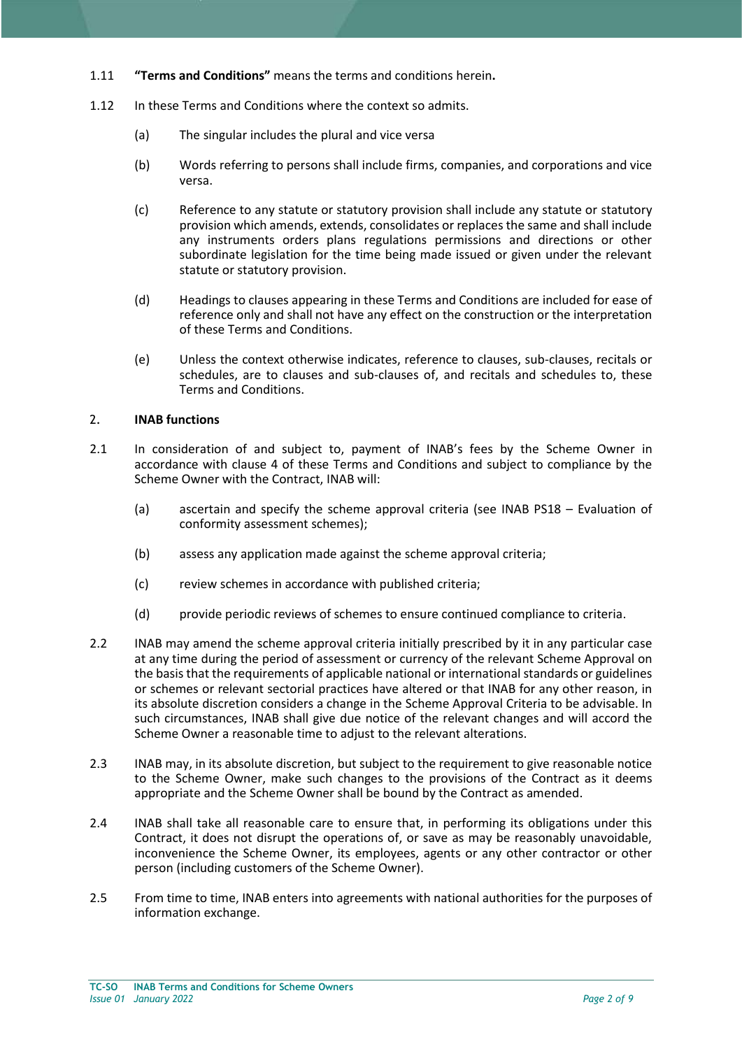1.11 **"Terms and Conditions"** means the terms and conditions herein**.**

1.12 In these Terms and Conditions where the context so admits.

(a) The singular includes the plural and vice versa

(b) Words referring to persons shall include firms, companies, and corporations and vice versa.

(c) Reference to any statute or statutory provision shall include any statute or statutory provision which amends, extends, consolidates or replaces the same and shall include any instruments orders plans regulations permissions and directions or other subordinate legislation for the time being made issued or given under the relevant statute or statutory provision.

(d) Headings to clauses appearing in these Terms and Conditions are included for ease of reference only and shall not have any effect on the construction or the interpretation of these Terms and Conditions.

(e) Unless the context otherwise indicates, reference to clauses, sub-clauses, recitals or schedules, are to clauses and sub-clauses of, and recitals and schedules to, these Terms and Conditions.

## 2. INAB functions

2.1 In consideration of and subject to, payment of INAB's fees by the Scheme Owner in accordance with clause 4 of these Terms and Conditions and subject to compliance by the Scheme Owner with the Contract, INAB will:

(a) ascertain and specify the scheme approval criteria (see INAB PS18 – Evaluation of conformity assessment schemes);

(b) assess any application made against the scheme approval criteria;

(c) review schemes in accordance with published criteria;

(d) provide periodic reviews of schemes to ensure continued compliance to criteria.

2.2 INAB may amend the scheme approval criteria initially prescribed by it in any particular case at any time during the period of assessment or currency of the relevant Scheme Approval on the basis that the requirements of applicable national or international standards or guidelines or schemes or relevant sectorial practices have altered or that INAB for any other reason, in its absolute discretion considers a change in the Scheme Approval Criteria to be advisable. In such circumstances, INAB shall give due notice of the relevant changes and will accord the Scheme Owner a reasonable time to adjust to the relevant alterations.

2.3 INAB may, in its absolute discretion, but subject to the requirement to give reasonable notice to the Scheme Owner, make such changes to the provisions of the Contract as it deems appropriate and the Scheme Owner shall be bound by the Contract as amended.

2.4 INAB shall take all reasonable care to ensure that, in performing its obligations under this Contract, it does not disrupt the operations of, or save as may be reasonably unavoidable, inconvenience the Scheme Owner, its employees, agents or any other contractor or other person (including customers of the Scheme Owner).

2.5 From time to time, INAB enters into agreements with national authorities for the purposes of information exchange.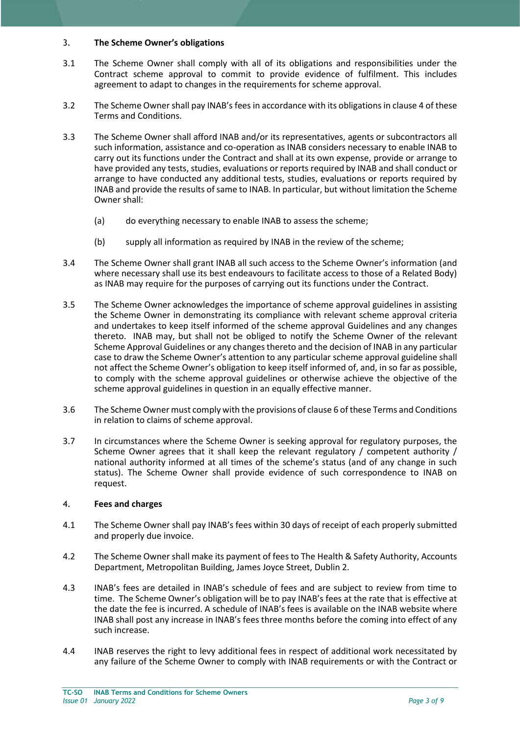## 3. The Scheme Owner's obligations

3.1 The Scheme Owner shall comply with all of its obligations and responsibilities under the Contract scheme approval to commit to provide evidence of fulfilment. This includes agreement to adapt to changes in the requirements for scheme approval.

3.2 The Scheme Owner shall pay INAB's fees in accordance with its obligations in clause 4 of these Terms and Conditions.

3.3 The Scheme Owner shall afford INAB and/or its representatives, agents or subcontractors all such information, assistance and co-operation as INAB considers necessary to enable INAB to carry out its functions under the Contract and shall at its own expense, provide or arrange to have provided any tests, studies, evaluations or reports required by INAB and shall conduct or arrange to have conducted any additional tests, studies, evaluations or reports required by INAB and provide the results of same to INAB. In particular, but without limitation the Scheme Owner shall:

(a) do everything necessary to enable INAB to assess the scheme;

(b) supply all information as required by INAB in the review of the scheme;

3.4 The Scheme Owner shall grant INAB all such access to the Scheme Owner's information (and where necessary shall use its best endeavours to facilitate access to those of a Related Body) as INAB may require for the purposes of carrying out its functions under the Contract.

3.5 The Scheme Owner acknowledges the importance of scheme approval guidelines in assisting the Scheme Owner in demonstrating its compliance with relevant scheme approval criteria and undertakes to keep itself informed of the scheme approval Guidelines and any changes thereto. INAB may, but shall not be obliged to notify the Scheme Owner of the relevant Scheme Approval Guidelines or any changes thereto and the decision of INAB in any particular case to draw the Scheme Owner's attention to any particular scheme approval guideline shall not affect the Scheme Owner's obligation to keep itself informed of, and, in so far as possible, to comply with the scheme approval guidelines or otherwise achieve the objective of the scheme approval guidelines in question in an equally effective manner.

3.6 The Scheme Owner must comply with the provisions of clause 6 of these Terms and Conditions in relation to claims of scheme approval.

3.7 In circumstances where the Scheme Owner is seeking approval for regulatory purposes, the Scheme Owner agrees that it shall keep the relevant regulatory / competent authority / national authority informed at all times of the scheme's status (and of any change in such status). The Scheme Owner shall provide evidence of such correspondence to INAB on request.

## 4. Fees and charges

4.1 The Scheme Owner shall pay INAB's fees within 30 days of receipt of each properly submitted and properly due invoice.

4.2 The Scheme Owner shall make its payment of fees to The Health & Safety Authority, Accounts Department, Metropolitan Building, James Joyce Street, Dublin 2.

4.3 INAB's fees are detailed in INAB's schedule of fees and are subject to review from time to time. The Scheme Owner's obligation will be to pay INAB's fees at the rate that is effective at the date the fee is incurred. A schedule of INAB's fees is available on the INAB website where INAB shall post any increase in INAB's fees three months before the coming into effect of any such increase.

4.4 INAB reserves the right to levy additional fees in respect of additional work necessitated by any failure of the Scheme Owner to comply with INAB requirements or with the Contract or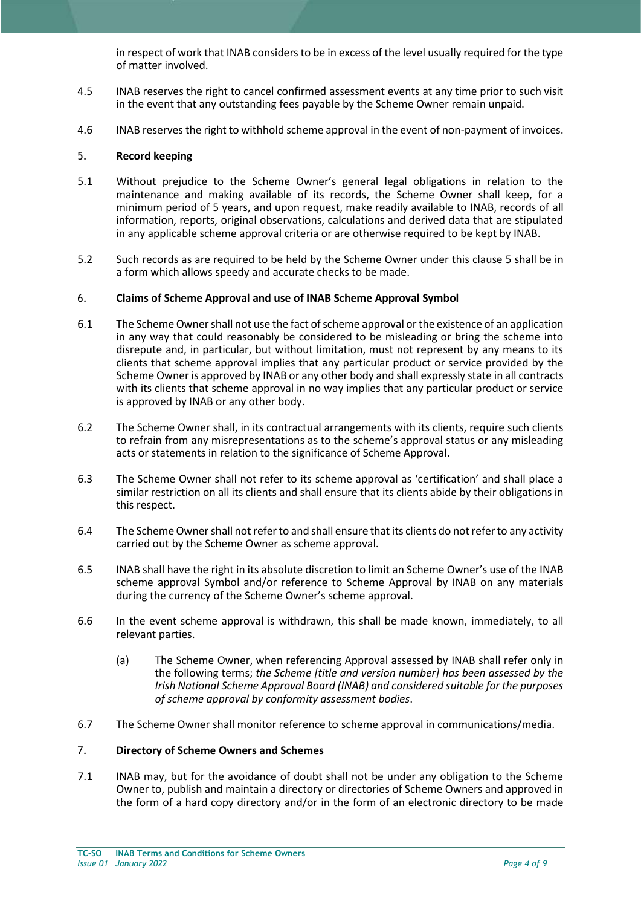in respect of work that INAB considers to be in excess of the level usually required for the type of matter involved.

4.5 INAB reserves the right to cancel confirmed assessment events at any time prior to such visit in the event that any outstanding fees payable by the Scheme Owner remain unpaid.

4.6 INAB reserves the right to withhold scheme approval in the event of non-payment of invoices.

## 5. Record keeping

5.1 Without prejudice to the Scheme Owner's general legal obligations in relation to the maintenance and making available of its records, the Scheme Owner shall keep, for a minimum period of 5 years, and upon request, make readily available to INAB, records of all information, reports, original observations, calculations and derived data that are stipulated in any applicable scheme approval criteria or are otherwise required to be kept by INAB.

5.2 Such records as are required to be held by the Scheme Owner under this clause 5 shall be in a form which allows speedy and accurate checks to be made.

## 6. Claims of Scheme Approval and use of INAB Scheme Approval Symbol

6.1 The Scheme Owner shall not use the fact of scheme approval or the existence of an application in any way that could reasonably be considered to be misleading or bring the scheme into disrepute and, in particular, but without limitation, must not represent by any means to its clients that scheme approval implies that any particular product or service provided by the Scheme Owner is approved by INAB or any other body and shall expressly state in all contracts with its clients that scheme approval in no way implies that any particular product or service is approved by INAB or any other body.

6.2 The Scheme Owner shall, in its contractual arrangements with its clients, require such clients to refrain from any misrepresentations as to the scheme's approval status or any misleading acts or statements in relation to the significance of Scheme Approval.

6.3 The Scheme Owner shall not refer to its scheme approval as 'certification' and shall place a similar restriction on all its clients and shall ensure that its clients abide by their obligations in this respect.

6.4 The Scheme Owner shall not refer to and shall ensure that its clients do not refer to any activity carried out by the Scheme Owner as scheme approval.

6.5 INAB shall have the right in its absolute discretion to limit an Scheme Owner's use of the INAB scheme approval Symbol and/or reference to Scheme Approval by INAB on any materials during the currency of the Scheme Owner's scheme approval.

6.6 In the event scheme approval is withdrawn, this shall be made known, immediately, to all relevant parties.

(a) The Scheme Owner, when referencing Approval assessed by INAB shall refer only in the following terms; *the Scheme [title and version number] has been assessed by the Irish National Scheme Approval Board (INAB) and considered suitable for the purposes of scheme approval by conformity assessment bodies*.

6.7 The Scheme Owner shall monitor reference to scheme approval in communications/media.

## 7. Directory of Scheme Owners and Schemes

7.1 INAB may, but for the avoidance of doubt shall not be under any obligation to the Scheme Owner to, publish and maintain a directory or directories of Scheme Owners and approved in the form of a hard copy directory and/or in the form of an electronic directory to be made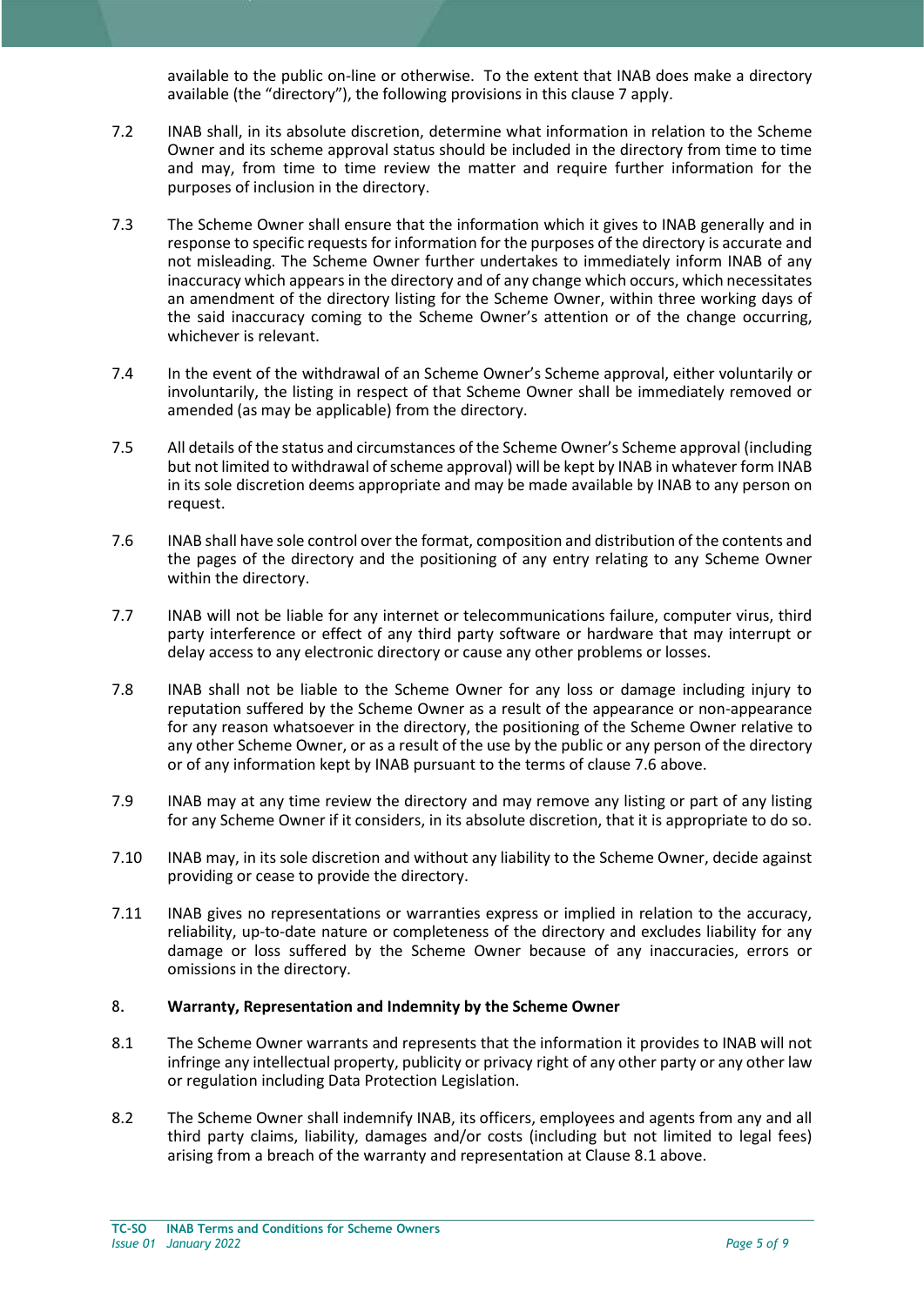available to the public on-line or otherwise. To the extent that INAB does make a directory available (the "directory"), the following provisions in this clause 7 apply.

7.2 INAB shall, in its absolute discretion, determine what information in relation to the Scheme Owner and its scheme approval status should be included in the directory from time to time and may, from time to time review the matter and require further information for the purposes of inclusion in the directory.

7.3 The Scheme Owner shall ensure that the information which it gives to INAB generally and in response to specific requests for information for the purposes of the directory is accurate and not misleading. The Scheme Owner further undertakes to immediately inform INAB of any inaccuracy which appears in the directory and of any change which occurs, which necessitates an amendment of the directory listing for the Scheme Owner, within three working days of the said inaccuracy coming to the Scheme Owner's attention or of the change occurring, whichever is relevant.

7.4 In the event of the withdrawal of an Scheme Owner's Scheme approval, either voluntarily or involuntarily, the listing in respect of that Scheme Owner shall be immediately removed or amended (as may be applicable) from the directory.

7.5 All details of the status and circumstances of the Scheme Owner's Scheme approval (including but not limited to withdrawal of scheme approval) will be kept by INAB in whatever form INAB in its sole discretion deems appropriate and may be made available by INAB to any person on request.

7.6 INAB shall have sole control over the format, composition and distribution of the contents and the pages of the directory and the positioning of any entry relating to any Scheme Owner within the directory.

7.7 INAB will not be liable for any internet or telecommunications failure, computer virus, third party interference or effect of any third party software or hardware that may interrupt or delay access to any electronic directory or cause any other problems or losses.

7.8 INAB shall not be liable to the Scheme Owner for any loss or damage including injury to reputation suffered by the Scheme Owner as a result of the appearance or non-appearance for any reason whatsoever in the directory, the positioning of the Scheme Owner relative to any other Scheme Owner, or as a result of the use by the public or any person of the directory or of any information kept by INAB pursuant to the terms of clause 7.6 above.

7.9 INAB may at any time review the directory and may remove any listing or part of any listing for any Scheme Owner if it considers, in its absolute discretion, that it is appropriate to do so.

7.10 INAB may, in its sole discretion and without any liability to the Scheme Owner, decide against providing or cease to provide the directory.

7.11 INAB gives no representations or warranties express or implied in relation to the accuracy, reliability, up-to-date nature or completeness of the directory and excludes liability for any damage or loss suffered by the Scheme Owner because of any inaccuracies, errors or omissions in the directory.

## 8. Warranty, Representation and Indemnity by the Scheme Owner

8.1 The Scheme Owner warrants and represents that the information it provides to INAB will not infringe any intellectual property, publicity or privacy right of any other party or any other law or regulation including Data Protection Legislation.

8.2 The Scheme Owner shall indemnify INAB, its officers, employees and agents from any and all third party claims, liability, damages and/or costs (including but not limited to legal fees) arising from a breach of the warranty and representation at Clause 8.1 above.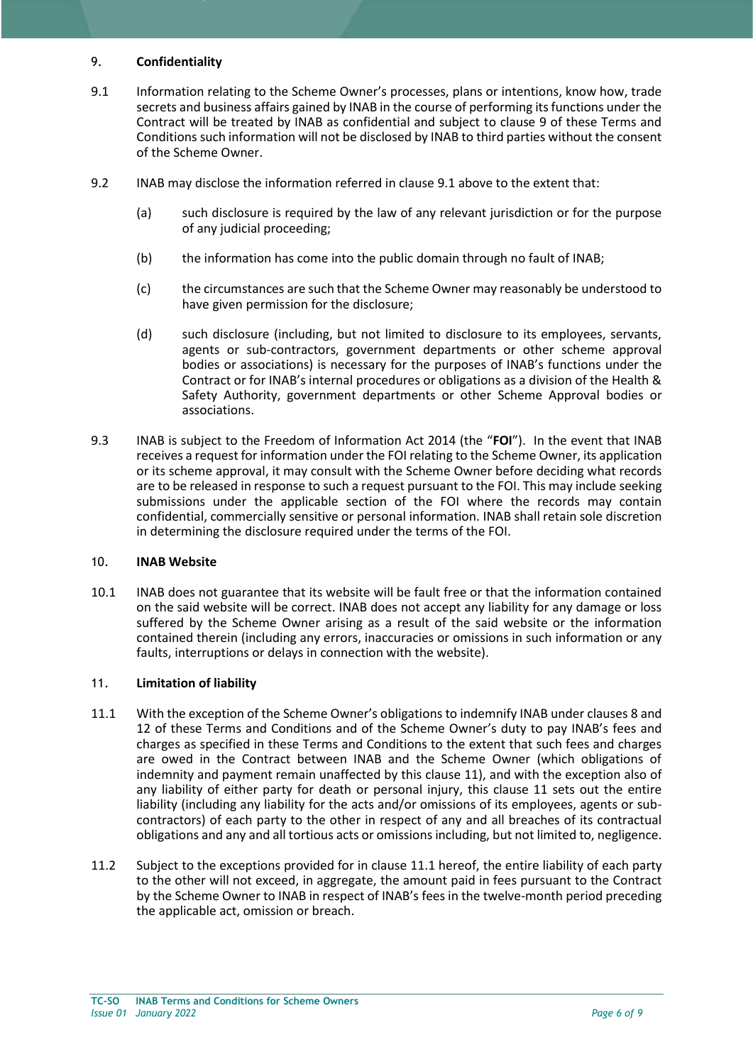## 9. Confidentiality

9.1 Information relating to the Scheme Owner's processes, plans or intentions, know how, trade secrets and business affairs gained by INAB in the course of performing its functions under the Contract will be treated by INAB as confidential and subject to clause 9 of these Terms and Conditions such information will not be disclosed by INAB to third parties without the consent of the Scheme Owner.

9.2 INAB may disclose the information referred in clause 9.1 above to the extent that:

(a) such disclosure is required by the law of any relevant jurisdiction or for the purpose of any judicial proceeding;

(b) the information has come into the public domain through no fault of INAB;

(c) the circumstances are such that the Scheme Owner may reasonably be understood to have given permission for the disclosure;

(d) such disclosure (including, but not limited to disclosure to its employees, servants, agents or sub-contractors, government departments or other scheme approval bodies or associations) is necessary for the purposes of INAB's functions under the Contract or for INAB's internal procedures or obligations as a division of the Health & Safety Authority, government departments or other Scheme Approval bodies or associations.

9.3 INAB is subject to the Freedom of Information Act 2014 (the "**FOI**"). In the event that INAB receives a request for information under the FOI relating to the Scheme Owner, its application or its scheme approval, it may consult with the Scheme Owner before deciding what records are to be released in response to such a request pursuant to the FOI. This may include seeking submissions under the applicable section of the FOI where the records may contain confidential, commercially sensitive or personal information. INAB shall retain sole discretion in determining the disclosure required under the terms of the FOI.

## 10. INAB Website

10.1 INAB does not guarantee that its website will be fault free or that the information contained on the said website will be correct. INAB does not accept any liability for any damage or loss suffered by the Scheme Owner arising as a result of the said website or the information contained therein (including any errors, inaccuracies or omissions in such information or any faults, interruptions or delays in connection with the website).

## 11. Limitation of liability

11.1 With the exception of the Scheme Owner's obligations to indemnify INAB under clauses 8 and 12 of these Terms and Conditions and of the Scheme Owner's duty to pay INAB's fees and charges as specified in these Terms and Conditions to the extent that such fees and charges are owed in the Contract between INAB and the Scheme Owner (which obligations of indemnity and payment remain unaffected by this clause 11), and with the exception also of any liability of either party for death or personal injury, this clause 11 sets out the entire liability (including any liability for the acts and/or omissions of its employees, agents or sub-contractors) of each party to the other in respect of any and all breaches of its contractual obligations and any and all tortious acts or omissions including, but not limited to, negligence.

11.2 Subject to the exceptions provided for in clause 11.1 hereof, the entire liability of each party to the other will not exceed, in aggregate, the amount paid in fees pursuant to the Contract by the Scheme Owner to INAB in respect of INAB's fees in the twelve-month period preceding the applicable act, omission or breach.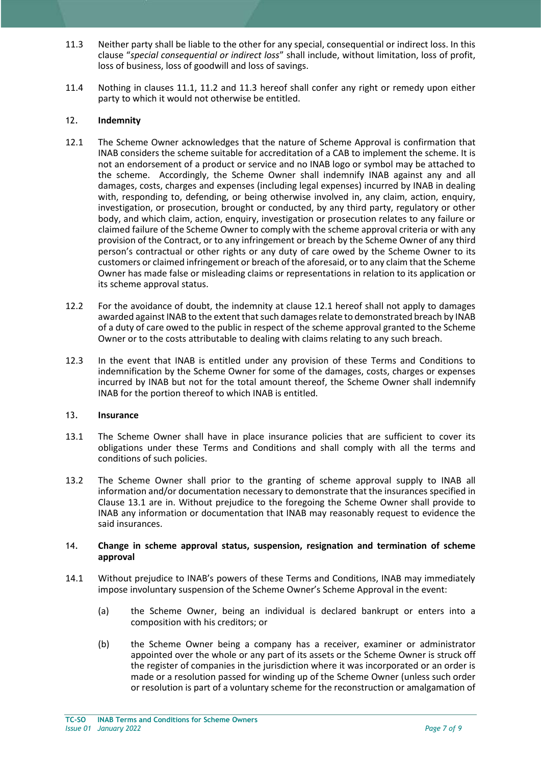11.3 Neither party shall be liable to the other for any special, consequential or indirect loss. In this clause "*special consequential or indirect loss*" shall include, without limitation, loss of profit, loss of business, loss of goodwill and loss of savings.

11.4 Nothing in clauses 11.1, 11.2 and 11.3 hereof shall confer any right or remedy upon either party to which it would not otherwise be entitled.

## 12. Indemnity

12.1 The Scheme Owner acknowledges that the nature of Scheme Approval is confirmation that INAB considers the scheme suitable for accreditation of a CAB to implement the scheme. It is not an endorsement of a product or service and no INAB logo or symbol may be attached to the scheme. Accordingly, the Scheme Owner shall indemnify INAB against any and all damages, costs, charges and expenses (including legal expenses) incurred by INAB in dealing with, responding to, defending, or being otherwise involved in, any claim, action, enquiry, investigation, or prosecution, brought or conducted, by any third party, regulatory or other body, and which claim, action, enquiry, investigation or prosecution relates to any failure or claimed failure of the Scheme Owner to comply with the scheme approval criteria or with any provision of the Contract, or to any infringement or breach by the Scheme Owner of any third person's contractual or other rights or any duty of care owed by the Scheme Owner to its customers or claimed infringement or breach of the aforesaid, or to any claim that the Scheme Owner has made false or misleading claims or representations in relation to its application or its scheme approval status.

12.2 For the avoidance of doubt, the indemnity at clause 12.1 hereof shall not apply to damages awarded against INAB to the extent that such damages relate to demonstrated breach by INAB of a duty of care owed to the public in respect of the scheme approval granted to the Scheme Owner or to the costs attributable to dealing with claims relating to any such breach.

12.3 In the event that INAB is entitled under any provision of these Terms and Conditions to indemnification by the Scheme Owner for some of the damages, costs, charges or expenses incurred by INAB but not for the total amount thereof, the Scheme Owner shall indemnify INAB for the portion thereof to which INAB is entitled.

## 13. Insurance

13.1 The Scheme Owner shall have in place insurance policies that are sufficient to cover its obligations under these Terms and Conditions and shall comply with all the terms and conditions of such policies.

13.2 The Scheme Owner shall prior to the granting of scheme approval supply to INAB all information and/or documentation necessary to demonstrate that the insurances specified in Clause 13.1 are in. Without prejudice to the foregoing the Scheme Owner shall provide to INAB any information or documentation that INAB may reasonably request to evidence the said insurances.

## 14. Change in scheme approval status, suspension, resignation and termination of scheme approval

14.1 Without prejudice to INAB's powers of these Terms and Conditions, INAB may immediately impose involuntary suspension of the Scheme Owner's Scheme Approval in the event:

(a) the Scheme Owner, being an individual is declared bankrupt or enters into a composition with his creditors; or

(b) the Scheme Owner being a company has a receiver, examiner or administrator appointed over the whole or any part of its assets or the Scheme Owner is struck off the register of companies in the jurisdiction where it was incorporated or an order is made or a resolution passed for winding up of the Scheme Owner (unless such order or resolution is part of a voluntary scheme for the reconstruction or amalgamation of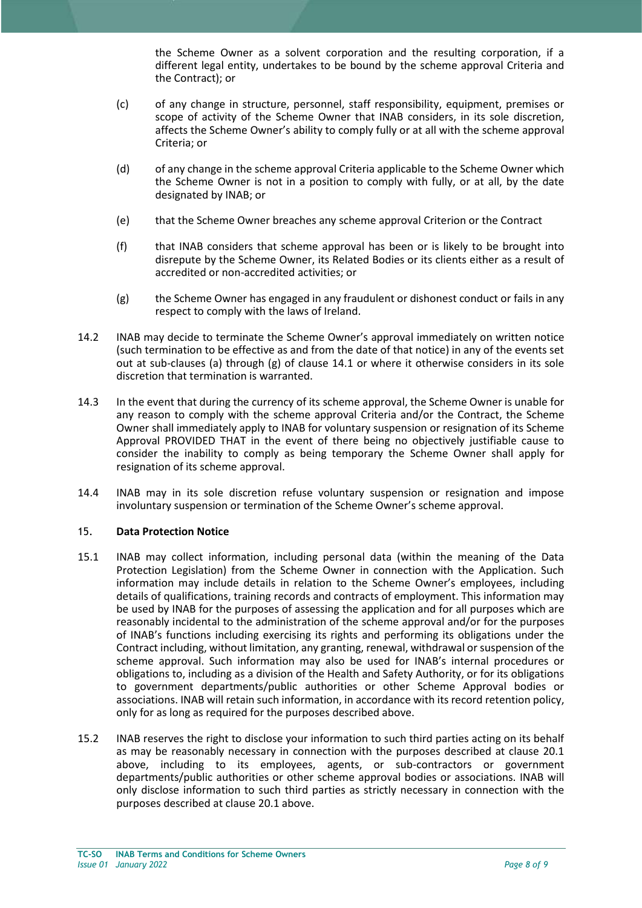the Scheme Owner as a solvent corporation and the resulting corporation, if a different legal entity, undertakes to be bound by the scheme approval Criteria and the Contract); or

(c) of any change in structure, personnel, staff responsibility, equipment, premises or scope of activity of the Scheme Owner that INAB considers, in its sole discretion, affects the Scheme Owner's ability to comply fully or at all with the scheme approval Criteria; or

(d) of any change in the scheme approval Criteria applicable to the Scheme Owner which the Scheme Owner is not in a position to comply with fully, or at all, by the date designated by INAB; or

(e) that the Scheme Owner breaches any scheme approval Criterion or the Contract

(f) that INAB considers that scheme approval has been or is likely to be brought into disrepute by the Scheme Owner, its Related Bodies or its clients either as a result of accredited or non-accredited activities; or

(g) the Scheme Owner has engaged in any fraudulent or dishonest conduct or fails in any respect to comply with the laws of Ireland.

14.2 INAB may decide to terminate the Scheme Owner's approval immediately on written notice (such termination to be effective as and from the date of that notice) in any of the events set out at sub-clauses (a) through (g) of clause 14.1 or where it otherwise considers in its sole discretion that termination is warranted.

14.3 In the event that during the currency of its scheme approval, the Scheme Owner is unable for any reason to comply with the scheme approval Criteria and/or the Contract, the Scheme Owner shall immediately apply to INAB for voluntary suspension or resignation of its Scheme Approval PROVIDED THAT in the event of there being no objectively justifiable cause to consider the inability to comply as being temporary the Scheme Owner shall apply for resignation of its scheme approval.

14.4 INAB may in its sole discretion refuse voluntary suspension or resignation and impose involuntary suspension or termination of the Scheme Owner's scheme approval.

## 15. Data Protection Notice

15.1 INAB may collect information, including personal data (within the meaning of the Data Protection Legislation) from the Scheme Owner in connection with the Application. Such information may include details in relation to the Scheme Owner's employees, including details of qualifications, training records and contracts of employment. This information may be used by INAB for the purposes of assessing the application and for all purposes which are reasonably incidental to the administration of the scheme approval and/or for the purposes of INAB's functions including exercising its rights and performing its obligations under the Contract including, without limitation, any granting, renewal, withdrawal or suspension of the scheme approval. Such information may also be used for INAB's internal procedures or obligations to, including as a division of the Health and Safety Authority, or for its obligations to government departments/public authorities or other Scheme Approval bodies or associations. INAB will retain such information, in accordance with its record retention policy, only for as long as required for the purposes described above.

15.2 INAB reserves the right to disclose your information to such third parties acting on its behalf as may be reasonably necessary in connection with the purposes described at clause 20.1 above, including to its employees, agents, or sub-contractors or government departments/public authorities or other scheme approval bodies or associations. INAB will only disclose information to such third parties as strictly necessary in connection with the purposes described at clause 20.1 above.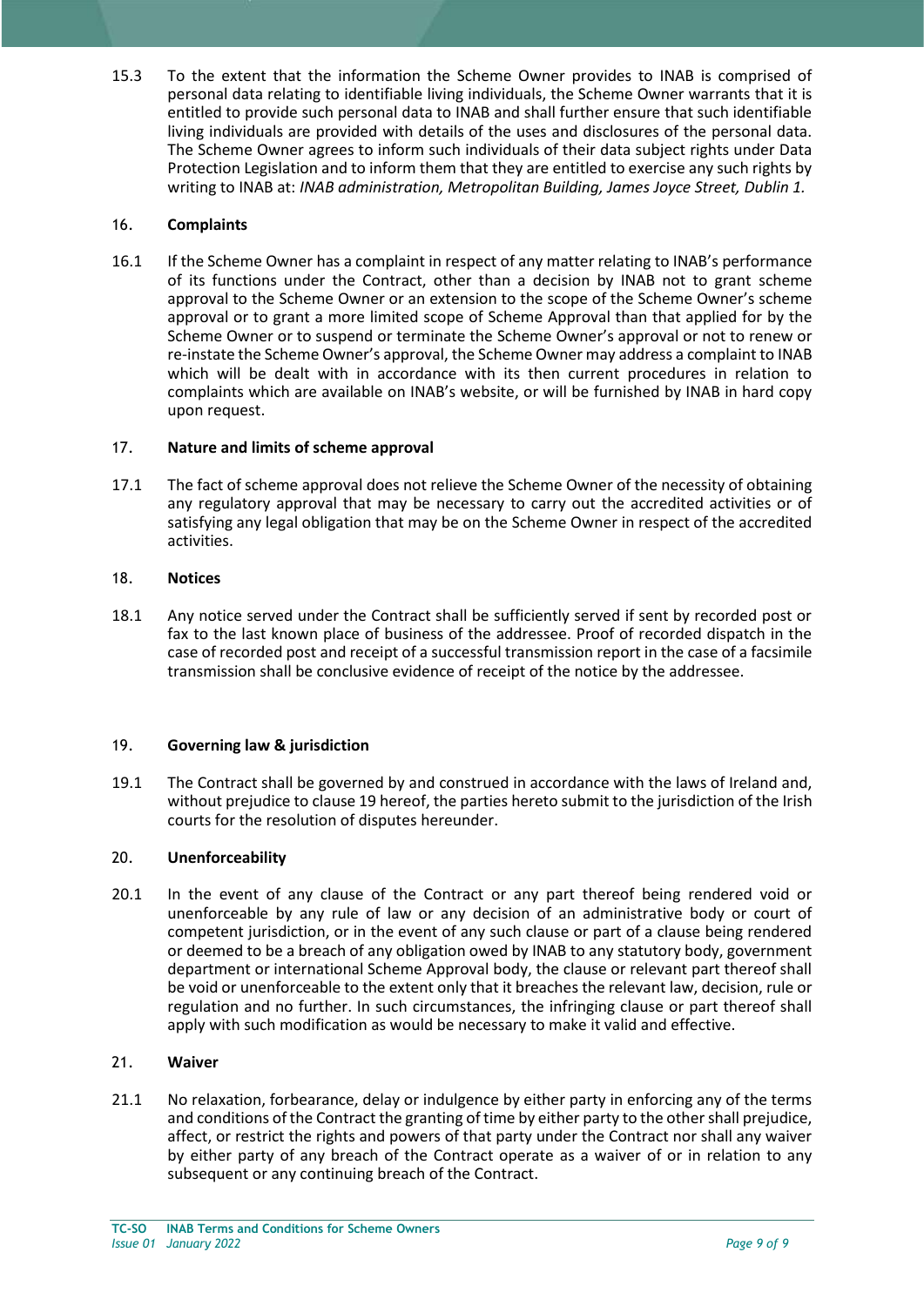15.3 To the extent that the information the Scheme Owner provides to INAB is comprised of personal data relating to identifiable living individuals, the Scheme Owner warrants that it is entitled to provide such personal data to INAB and shall further ensure that such identifiable living individuals are provided with details of the uses and disclosures of the personal data. The Scheme Owner agrees to inform such individuals of their data subject rights under Data Protection Legislation and to inform them that they are entitled to exercise any such rights by writing to INAB at: *INAB administration, Metropolitan Building, James Joyce Street, Dublin 1.*

## 16. Complaints

16.1 If the Scheme Owner has a complaint in respect of any matter relating to INAB's performance of its functions under the Contract, other than a decision by INAB not to grant scheme approval to the Scheme Owner or an extension to the scope of the Scheme Owner's scheme approval or to grant a more limited scope of Scheme Approval than that applied for by the Scheme Owner or to suspend or terminate the Scheme Owner's approval or not to renew or re-instate the Scheme Owner's approval, the Scheme Owner may address a complaint to INAB which will be dealt with in accordance with its then current procedures in relation to complaints which are available on INAB's website, or will be furnished by INAB in hard copy upon request.

## 17. Nature and limits of scheme approval

17.1 The fact of scheme approval does not relieve the Scheme Owner of the necessity of obtaining any regulatory approval that may be necessary to carry out the accredited activities or of satisfying any legal obligation that may be on the Scheme Owner in respect of the accredited activities.

## 18. Notices

18.1 Any notice served under the Contract shall be sufficiently served if sent by recorded post or fax to the last known place of business of the addressee. Proof of recorded dispatch in the case of recorded post and receipt of a successful transmission report in the case of a facsimile transmission shall be conclusive evidence of receipt of the notice by the addressee.

## 19. Governing law & jurisdiction

19.1 The Contract shall be governed by and construed in accordance with the laws of Ireland and, without prejudice to clause 19 hereof, the parties hereto submit to the jurisdiction of the Irish courts for the resolution of disputes hereunder.

## 20. Unenforceability

20.1 In the event of any clause of the Contract or any part thereof being rendered void or unenforceable by any rule of law or any decision of an administrative body or court of competent jurisdiction, or in the event of any such clause or part of a clause being rendered or deemed to be a breach of any obligation owed by INAB to any statutory body, government department or international Scheme Approval body, the clause or relevant part thereof shall be void or unenforceable to the extent only that it breaches the relevant law, decision, rule or regulation and no further. In such circumstances, the infringing clause or part thereof shall apply with such modification as would be necessary to make it valid and effective.

## 21. Waiver

21.1 No relaxation, forbearance, delay or indulgence by either party in enforcing any of the terms and conditions of the Contract the granting of time by either party to the other shall prejudice, affect, or restrict the rights and powers of that party under the Contract nor shall any waiver by either party of any breach of the Contract operate as a waiver of or in relation to any subsequent or any continuing breach of the Contract.